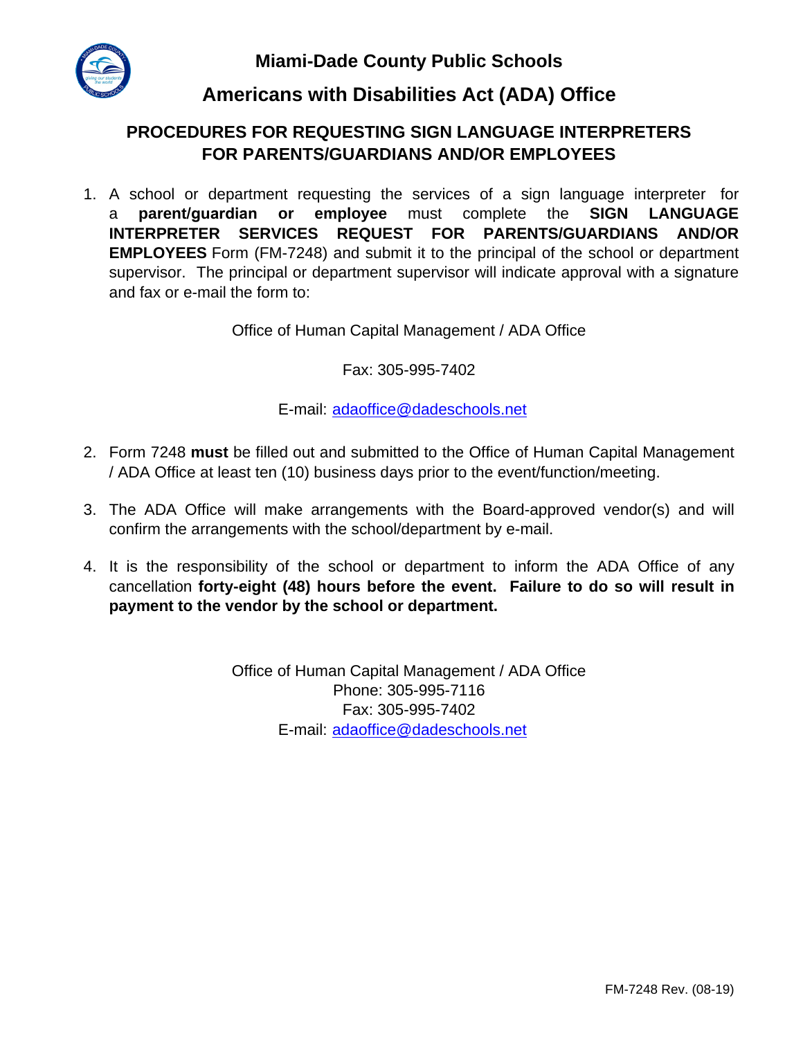# Miami-Dade County Public Schools

## Americans with Disabilities Act (ADA) Office

### PROCEDURES FOR REQUESTING SIGN LANGUAGE INTERPRETERS FOR PARENTS/GUARDIANS AND/OR EMPLOYEES

1. A school or department requesting the services of a sign language interpreter for a **parent/guardian or employee** must complete the **SIGN LANGUAGE INTERPRETER SERVICES REQUEST FOR PARENTS/GUARDIANS AND/OR EMPLOYEES** Form (FM-7248) and submit it to the principal of the school or department supervisor. The principal or department supervisor will indicate approval with a signature and fax or e-mail the form to:

   Office of Human Capital Management / ADA Office

   Fax: 305-995-7402

   E-mail: adaoffice@dadeschools.net

2. Form 7248 **must** be filled out and submitted to the Office of Human Capital Management / ADA Office at least ten (10) business days prior to the event/function/meeting.

3. The ADA Office will make arrangements with the Board-approved vendor(s) and will confirm the arrangements with the school/department by e-mail.

4. It is the responsibility of the school or department to inform the ADA Office of any cancellation **forty-eight (48) hours before the event. Failure to do so will result in payment to the vendor by the school or department.**

Office of Human Capital Management / ADA Office
Phone: 305-995-7116
Fax: 305-995-7402
E-mail: adaoffice@dadeschools.net

FM-7248 Rev. (08-19)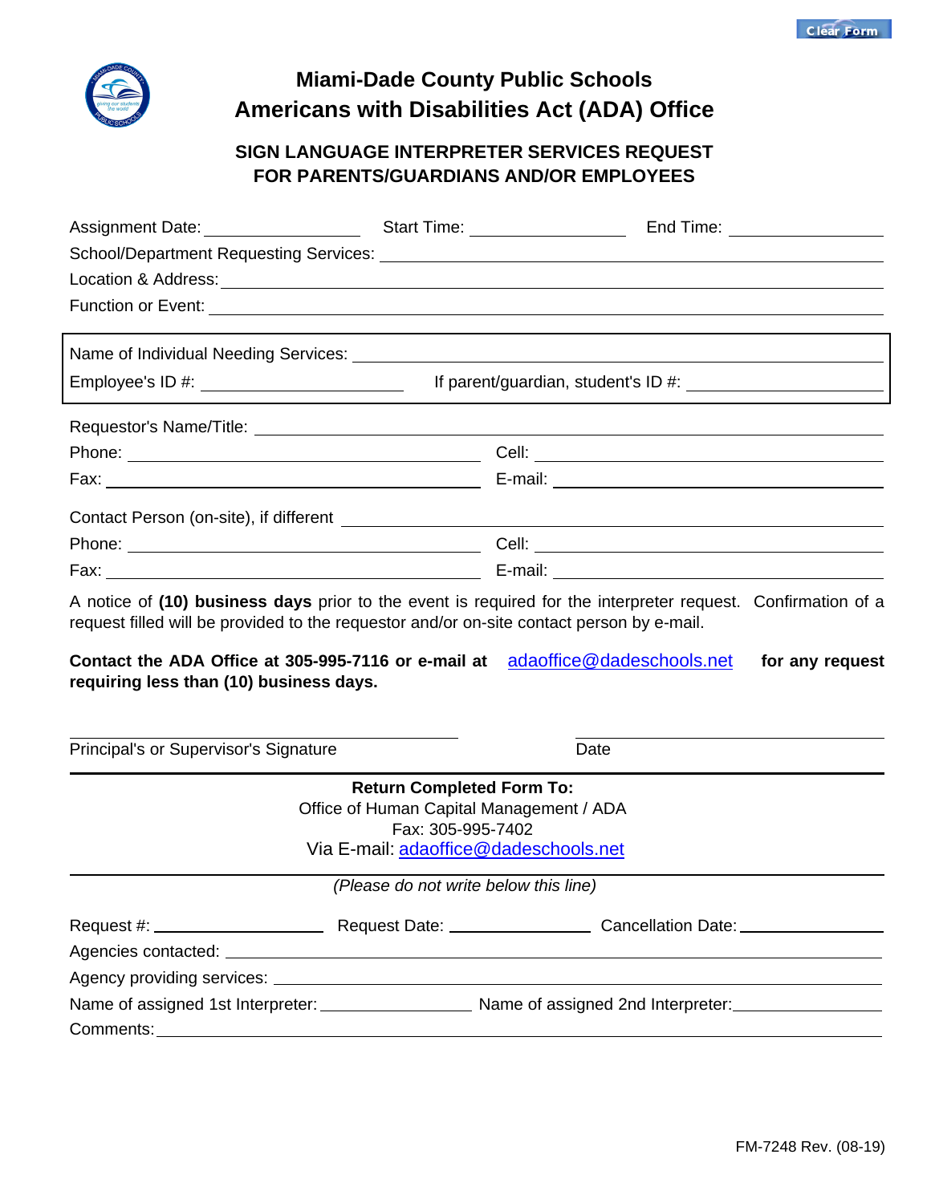Clear Form

# Miami-Dade County Public Schools
# Americans with Disabilities Act (ADA) Office

## SIGN LANGUAGE INTERPRETER SERVICES REQUEST FOR PARENTS/GUARDIANS AND/OR EMPLOYEES

Assignment Date: ________________ Start Time: ________________ End Time: ________________

School/Department Requesting Services: ________________________________

Location & Address: ________________________________

Function or Event: ________________________________

Name of Individual Needing Services: ________________________________

Employee's ID #: ________________ If parent/guardian, student's ID #: ________________

Requestor's Name/Title: ________________________________

Phone: ________________ Cell: ________________

Fax: ________________ E-mail: ________________

Contact Person (on-site), if different ________________________________

Phone: ________________ Cell: ________________

Fax: ________________ E-mail: ________________

A notice of **(10) business days** prior to the event is required for the interpreter request. Confirmation of a request filled will be provided to the requestor and/or on-site contact person by e-mail.

**Contact the ADA Office at 305-995-7116 or e-mail at** adaoffice@dadeschools.net **for any request requiring less than (10) business days.**

________________________________ ________________

Principal's or Supervisor's Signature Date

**Return Completed Form To:**
Office of Human Capital Management / ADA
Fax: 305-995-7402
Via E-mail: adaoffice@dadeschools.net

*(Please do not write below this line)*

Request #: ________________ Request Date: ________________ Cancellation Date: ________________

Agencies contacted: ________________________________

Agency providing services: ________________________________

Name of assigned 1st Interpreter: ________________ Name of assigned 2nd Interpreter: ________________

Comments: ________________________________

FM-7248 Rev. (08-19)